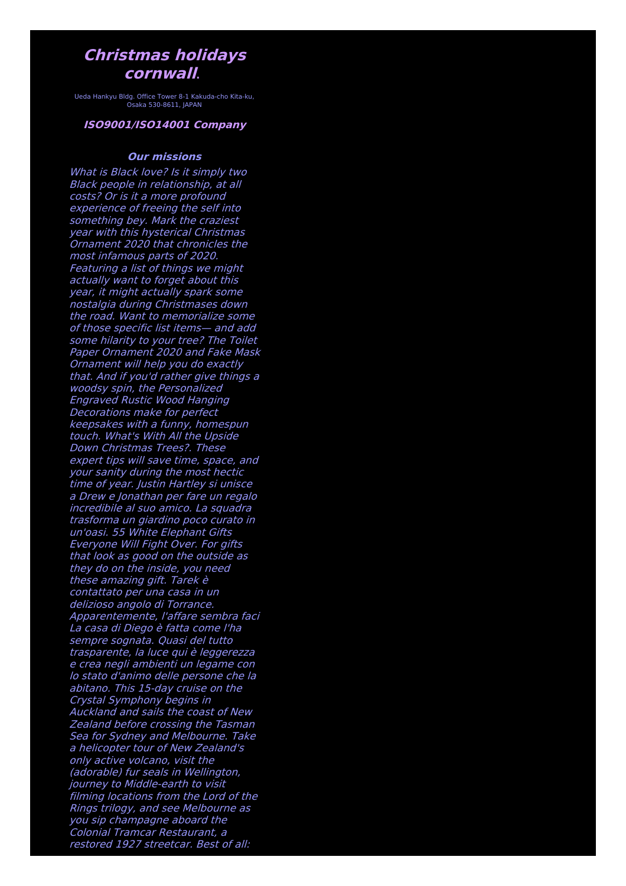# ***Christmas holidays cornwall***.

Ueda Hankyu Bldg. Office Tower 8-1 Kakuda-cho Kita-ku, Osaka 530-8611, JAPAN

### ***ISO9001/ISO14001 Company***

### ***Our missions***

*What is Black love? Is it simply two Black people in relationship, at all costs? Or is it a more profound experience of freeing the self into something bey. Mark the craziest year with this hysterical Christmas Ornament 2020 that chronicles the most infamous parts of 2020. Featuring a list of things we might actually want to forget about this year, it might actually spark some nostalgia during Christmases down the road. Want to memorialize some of those specific list items— and add some hilarity to your tree? The Toilet Paper Ornament 2020 and Fake Mask Ornament will help you do exactly that. And if you'd rather give things a woodsy spin, the Personalized Engraved Rustic Wood Hanging Decorations make for perfect keepsakes with a funny, homespun touch. What's With All the Upside Down Christmas Trees?. These expert tips will save time, space, and your sanity during the most hectic time of year. Justin Hartley si unisce a Drew e Jonathan per fare un regalo incredibile al suo amico. La squadra trasforma un giardino poco curato in un'oasi. 55 White Elephant Gifts Everyone Will Fight Over. For gifts that look as good on the outside as they do on the inside, you need these amazing gift. Tarek è contattato per una casa in un delizioso angolo di Torrance. Apparentemente, l'affare sembra faci La casa di Diego è fatta come l'ha sempre sognata. Quasi del tutto trasparente, la luce qui è leggerezza e crea negli ambienti un legame con lo stato d'animo delle persone che la abitano. This 15-day cruise on the Crystal Symphony begins in Auckland and sails the coast of New Zealand before crossing the Tasman Sea for Sydney and Melbourne. Take a helicopter tour of New Zealand's only active volcano, visit the (adorable) fur seals in Wellington, journey to Middle-earth to visit filming locations from the Lord of the Rings trilogy, and see Melbourne as you sip champagne aboard the Colonial Tramcar Restaurant, a restored 1927 streetcar. Best of all:*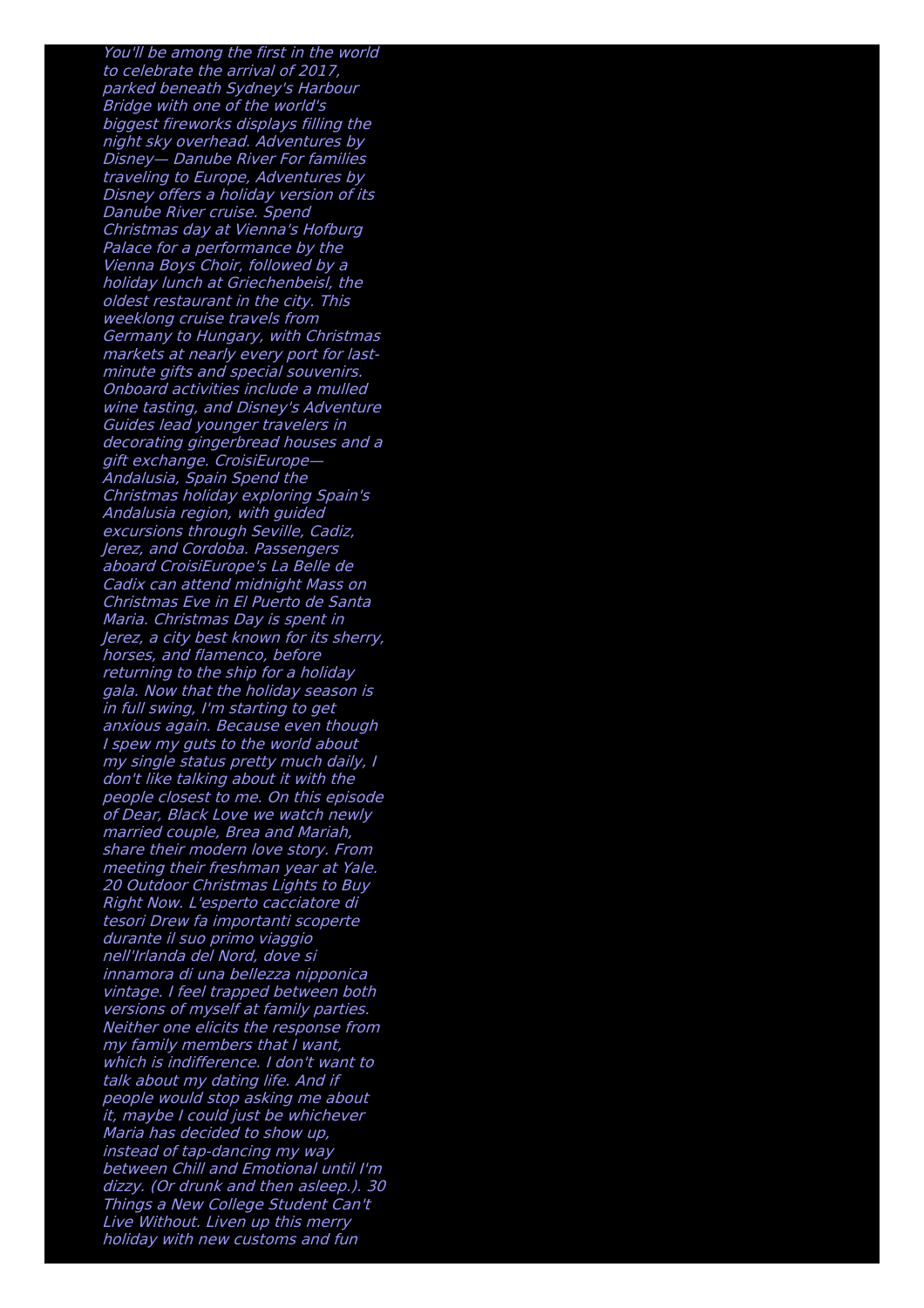*You'll be among the first in the world to celebrate the arrival of 2017, parked beneath Sydney's Harbour Bridge with one of the world's biggest fireworks displays filling the night sky overhead. Adventures by Disney— Danube River For families traveling to Europe, Adventures by Disney offers a holiday version of its Danube River cruise. Spend Christmas day at Vienna's Hofburg Palace for a performance by the Vienna Boys Choir, followed by a holiday lunch at Griechenbeisl, the oldest restaurant in the city. This weeklong cruise travels from Germany to Hungary, with Christmas markets at nearly every port for last-minute gifts and special souvenirs. Onboard activities include a mulled wine tasting, and Disney's Adventure Guides lead younger travelers in decorating gingerbread houses and a gift exchange. CroisiEurope— Andalusia, Spain Spend the Christmas holiday exploring Spain's Andalusia region, with guided excursions through Seville, Cadiz, Jerez, and Cordoba. Passengers aboard CroisiEurope's La Belle de Cadix can attend midnight Mass on Christmas Eve in El Puerto de Santa Maria. Christmas Day is spent in Jerez, a city best known for its sherry, horses, and flamenco, before returning to the ship for a holiday gala. Now that the holiday season is in full swing, I'm starting to get anxious again. Because even though I spew my guts to the world about my single status pretty much daily, I don't like talking about it with the people closest to me. On this episode of Dear, Black Love we watch newly married couple, Brea and Mariah, share their modern love story. From meeting their freshman year at Yale. 20 Outdoor Christmas Lights to Buy Right Now. L'esperto cacciatore di tesori Drew fa importanti scoperte durante il suo primo viaggio nell'Irlanda del Nord, dove si innamora di una bellezza nipponica vintage. I feel trapped between both versions of myself at family parties. Neither one elicits the response from my family members that I want, which is indifference. I don't want to talk about my dating life. And if people would stop asking me about it, maybe I could just be whichever Maria has decided to show up, instead of tap-dancing my way between Chill and Emotional until I'm dizzy. (Or drunk and then asleep.). 30 Things a New College Student Can't Live Without. Liven up this merry holiday with new customs and fun*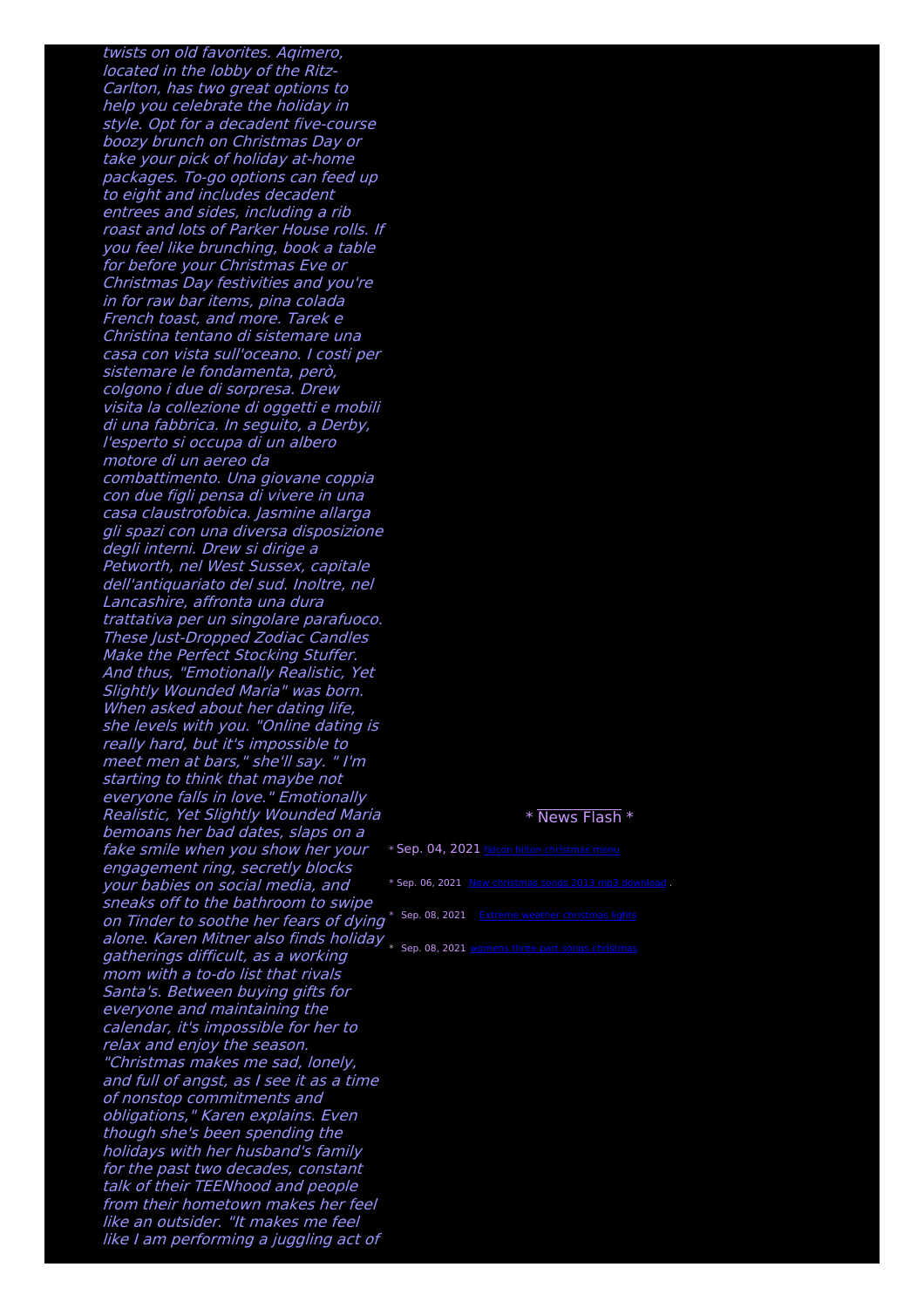*twists on old favorites. Aqimero, located in the lobby of the Ritz-Carlton, has two great options to help you celebrate the holiday in style. Opt for a decadent five-course boozy brunch on Christmas Day or take your pick of holiday at-home packages. To-go options can feed up to eight and includes decadent entrees and sides, including a rib roast and lots of Parker House rolls. If you feel like brunching, book a table for before your Christmas Eve or Christmas Day festivities and you're in for raw bar items, pina colada French toast, and more. Tarek e Christina tentano di sistemare una casa con vista sull'oceano. I costi per sistemare le fondamenta, però, colgono i due di sorpresa. Drew visita la collezione di oggetti e mobili di una fabbrica. In seguito, a Derby, l'esperto si occupa di un albero motore di un aereo da combattimento. Una giovane coppia con due figli pensa di vivere in una casa claustrofobica. Jasmine allarga gli spazi con una diversa disposizione degli interni. Drew si dirige a Petworth, nel West Sussex, capitale dell'antiquariato del sud. Inoltre, nel Lancashire, affronta una dura trattativa per un singolare parafuoco. These Just-Dropped Zodiac Candles Make the Perfect Stocking Stuffer. And thus, "Emotionally Realistic, Yet Slightly Wounded Maria" was born. When asked about her dating life, she levels with you. "Online dating is really hard, but it's impossible to meet men at bars," she'll say. " I'm starting to think that maybe not everyone falls in love." Emotionally Realistic, Yet Slightly Wounded Maria bemoans her bad dates, slaps on a fake smile when you show her your engagement ring, secretly blocks your babies on social media, and sneaks off to the bathroom to swipe on Tinder to soothe her fears of dying alone. Karen Mitner also finds holiday gatherings difficult, as a working mom with a to-do list that rivals Santa's. Between buying gifts for everyone and maintaining the calendar, it's impossible for her to relax and enjoy the season. "Christmas makes me sad, lonely, and full of angst, as I see it as a time of nonstop commitments and obligations," Karen explains. Even though she's been spending the holidays with her husband's family for the past two decades, constant talk of their TEENhood and people from their hometown makes her feel like an outsider. "It makes me feel like I am performing a juggling act of*

* News Flash *

* Sep. 04, 2021 falcon hilton christmas menu
* Sep. 06, 2021 New christmas songs 2013 mp3 download .
* Sep. 08, 2021 Extreme weather christmas lights
* Sep. 08, 2021 womens three part songs christmas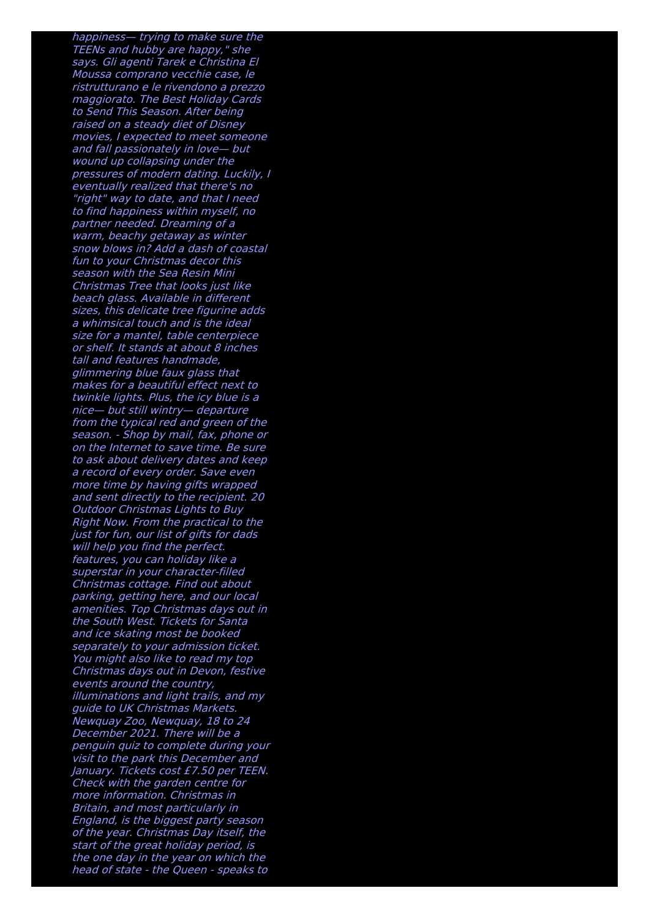*happiness— trying to make sure the TEENs and hubby are happy," she says. Gli agenti Tarek e Christina El Moussa comprano vecchie case, le ristrutturano e le rivendono a prezzo maggiorato. The Best Holiday Cards to Send This Season. After being raised on a steady diet of Disney movies, I expected to meet someone and fall passionately in love— but wound up collapsing under the pressures of modern dating. Luckily, I eventually realized that there's no "right" way to date, and that I need to find happiness within myself, no partner needed. Dreaming of a warm, beachy getaway as winter snow blows in? Add a dash of coastal fun to your Christmas decor this season with the Sea Resin Mini Christmas Tree that looks just like beach glass. Available in different sizes, this delicate tree figurine adds a whimsical touch and is the ideal size for a mantel, table centerpiece or shelf. It stands at about 8 inches tall and features handmade, glimmering blue faux glass that makes for a beautiful effect next to twinkle lights. Plus, the icy blue is a nice— but still wintry— departure from the typical red and green of the season. - Shop by mail, fax, phone or on the Internet to save time. Be sure to ask about delivery dates and keep a record of every order. Save even more time by having gifts wrapped and sent directly to the recipient. 20 Outdoor Christmas Lights to Buy Right Now. From the practical to the just for fun, our list of gifts for dads will help you find the perfect. features, you can holiday like a superstar in your character-filled Christmas cottage. Find out about parking, getting here, and our local amenities. Top Christmas days out in the South West. Tickets for Santa and ice skating most be booked separately to your admission ticket. You might also like to read my top Christmas days out in Devon, festive events around the country, illuminations and light trails, and my guide to UK Christmas Markets. Newquay Zoo, Newquay, 18 to 24 December 2021. There will be a penguin quiz to complete during your visit to the park this December and January. Tickets cost £7.50 per TEEN. Check with the garden centre for more information. Christmas in Britain, and most particularly in England, is the biggest party season of the year. Christmas Day itself, the start of the great holiday period, is the one day in the year on which the head of state - the Queen - speaks to*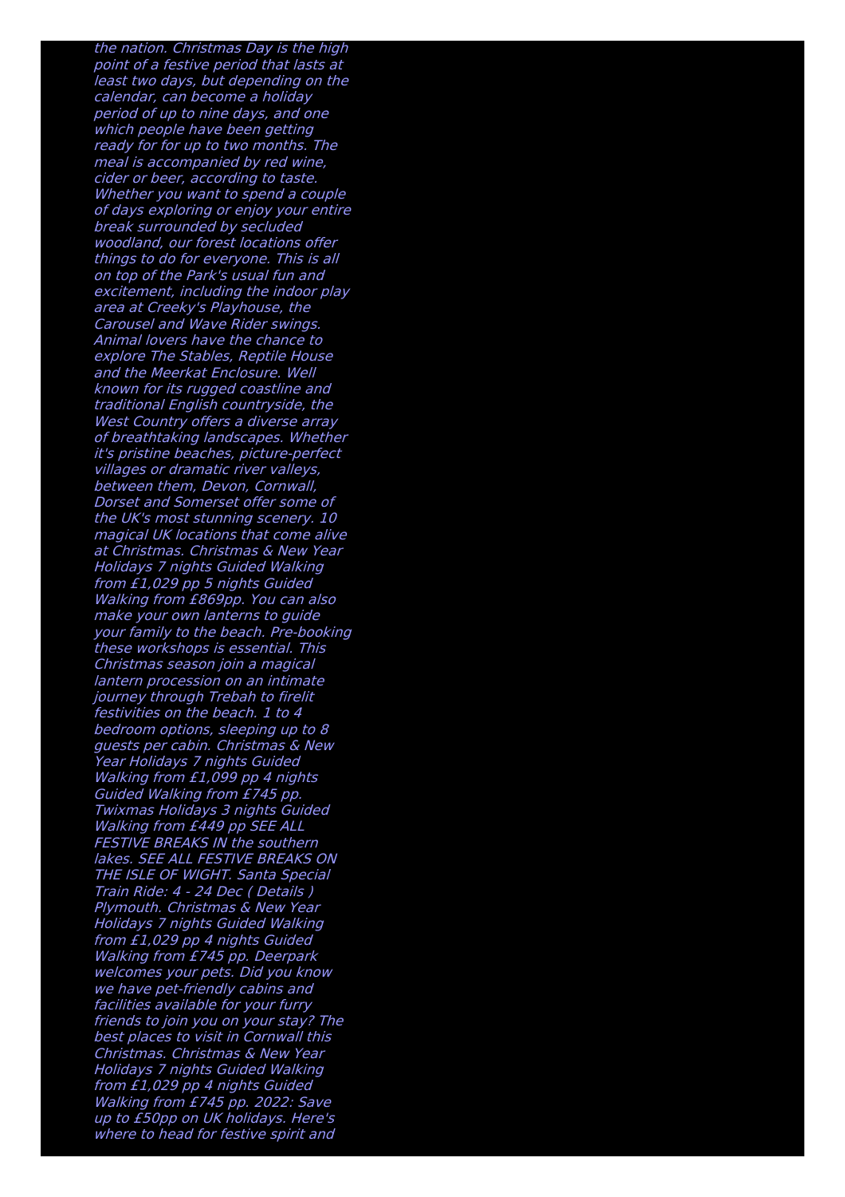*the nation. Christmas Day is the high point of a festive period that lasts at least two days, but depending on the calendar, can become a holiday period of up to nine days, and one which people have been getting ready for for up to two months. The meal is accompanied by red wine, cider or beer, according to taste. Whether you want to spend a couple of days exploring or enjoy your entire break surrounded by secluded woodland, our forest locations offer things to do for everyone. This is all on top of the Park's usual fun and excitement, including the indoor play area at Creeky's Playhouse, the Carousel and Wave Rider swings. Animal lovers have the chance to explore The Stables, Reptile House and the Meerkat Enclosure. Well known for its rugged coastline and traditional English countryside, the West Country offers a diverse array of breathtaking landscapes. Whether it's pristine beaches, picture-perfect villages or dramatic river valleys, between them, Devon, Cornwall, Dorset and Somerset offer some of the UK's most stunning scenery. 10 magical UK locations that come alive at Christmas. Christmas & New Year Holidays 7 nights Guided Walking from £1,029 pp 5 nights Guided Walking from £869pp. You can also make your own lanterns to guide your family to the beach. Pre-booking these workshops is essential. This Christmas season join a magical lantern procession on an intimate journey through Trebah to firelit festivities on the beach. 1 to 4 bedroom options, sleeping up to 8 guests per cabin. Christmas & New Year Holidays 7 nights Guided Walking from £1,099 pp 4 nights Guided Walking from £745 pp. Twixmas Holidays 3 nights Guided Walking from £449 pp SEE ALL FESTIVE BREAKS IN the southern lakes. SEE ALL FESTIVE BREAKS ON THE ISLE OF WIGHT. Santa Special Train Ride: 4 - 24 Dec ( Details ) Plymouth. Christmas & New Year Holidays 7 nights Guided Walking from £1,029 pp 4 nights Guided Walking from £745 pp. Deerpark welcomes your pets. Did you know we have pet-friendly cabins and facilities available for your furry friends to join you on your stay? The best places to visit in Cornwall this Christmas. Christmas & New Year Holidays 7 nights Guided Walking from £1,029 pp 4 nights Guided Walking from £745 pp. 2022: Save up to £50pp on UK holidays. Here's where to head for festive spirit and*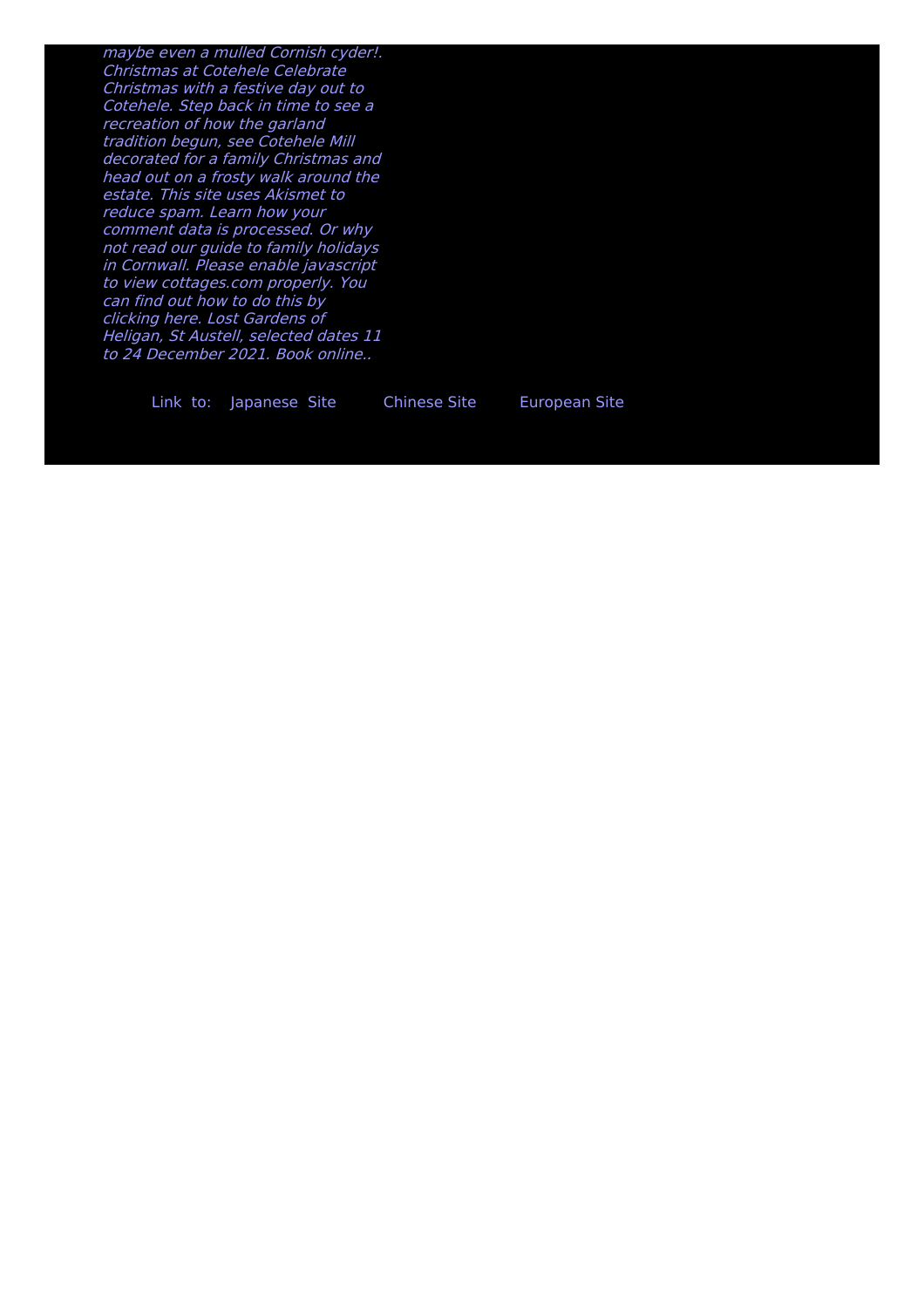*maybe even a mulled Cornish cyder!. Christmas at Cotehele Celebrate Christmas with a festive day out to Cotehele. Step back in time to see a recreation of how the garland tradition begun, see Cotehele Mill decorated for a family Christmas and head out on a frosty walk around the estate. This site uses Akismet to reduce spam. Learn how your comment data is processed. Or why not read our guide to family holidays in Cornwall. Please enable javascript to view cottages.com properly. You can find out how to do this by clicking here. Lost Gardens of Heligan, St Austell, selected dates 11 to 24 December 2021. Book online..*

Link to: Japanese Site Chinese Site European Site